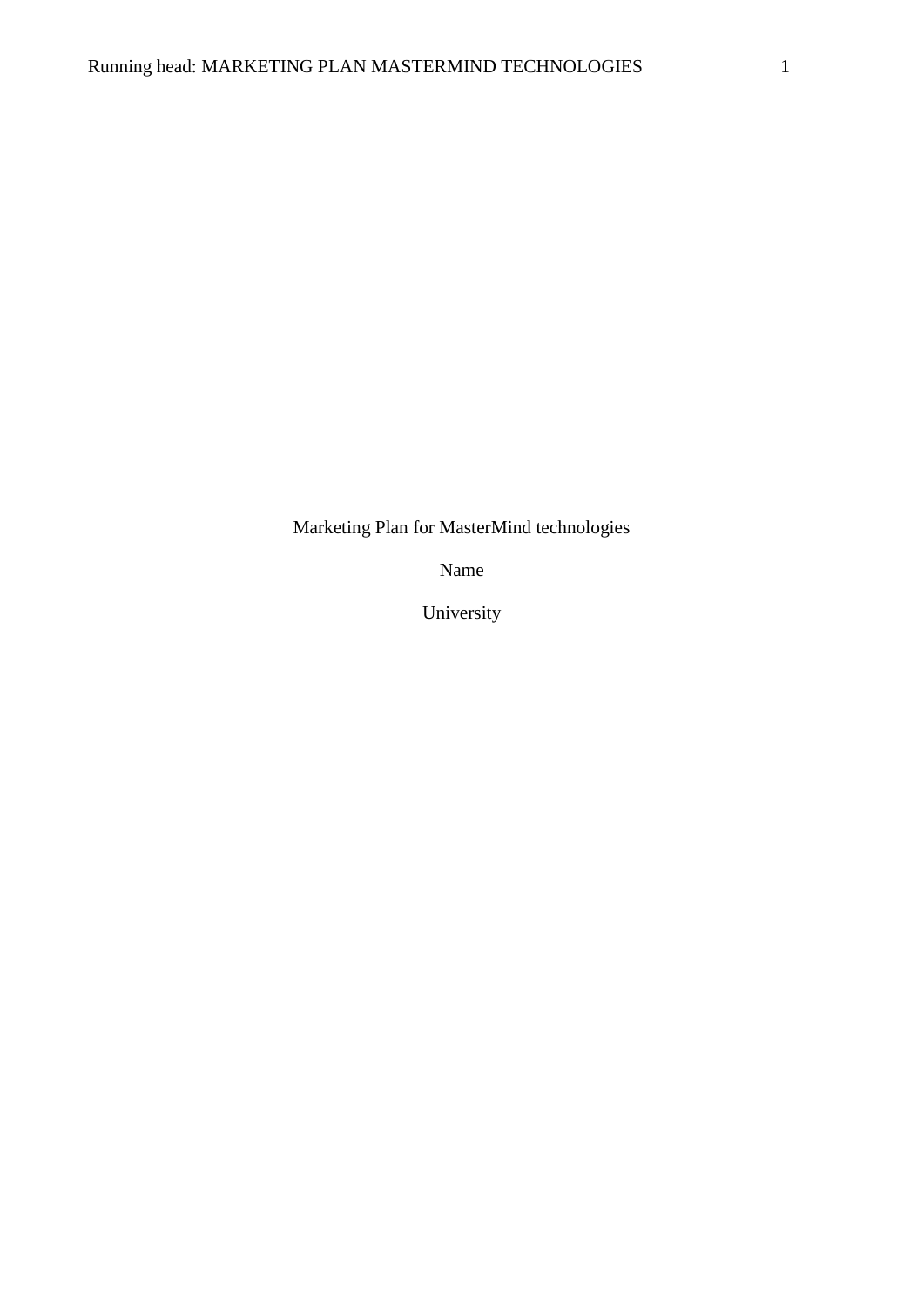Marketing Plan for MasterMind technologies

Name

University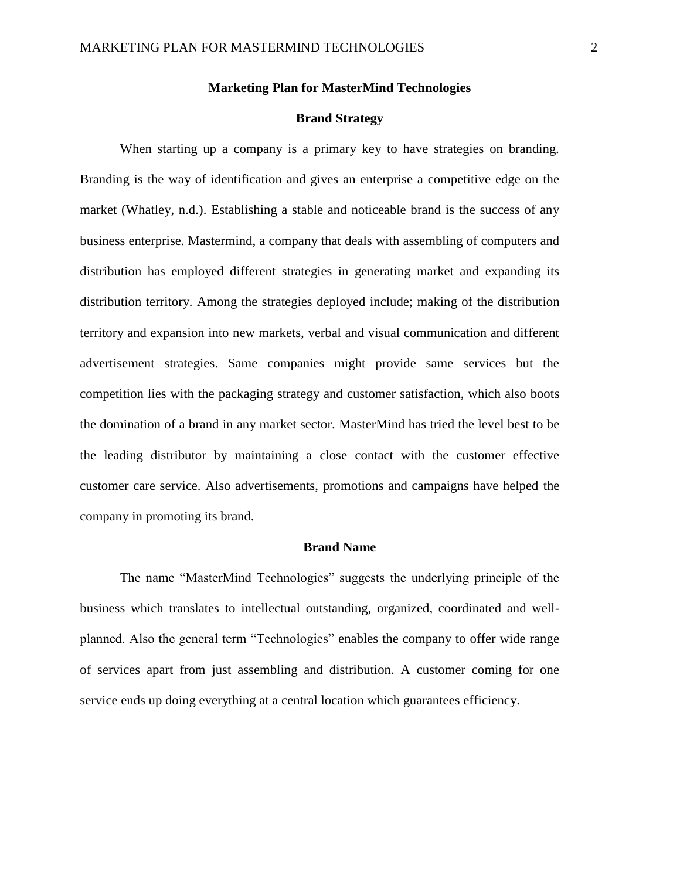# Marketing Plan for MasterMind Technologies

## Brand Strategy

When starting up a company is a primary key to have strategies on branding. Branding is the way of identification and gives an enterprise a competitive edge on the market (Whatley, n.d.). Establishing a stable and noticeable brand is the success of any business enterprise. Mastermind, a company that deals with assembling of computers and distribution has employed different strategies in generating market and expanding its distribution territory. Among the strategies deployed include; making of the distribution territory and expansion into new markets, verbal and visual communication and different advertisement strategies. Same companies might provide same services but the competition lies with the packaging strategy and customer satisfaction, which also boots the domination of a brand in any market sector. MasterMind has tried the level best to be the leading distributor by maintaining a close contact with the customer effective customer care service. Also advertisements, promotions and campaigns have helped the company in promoting its brand.

## Brand Name

The name "MasterMind Technologies" suggests the underlying principle of the business which translates to intellectual outstanding, organized, coordinated and well-planned. Also the general term "Technologies" enables the company to offer wide range of services apart from just assembling and distribution. A customer coming for one service ends up doing everything at a central location which guarantees efficiency.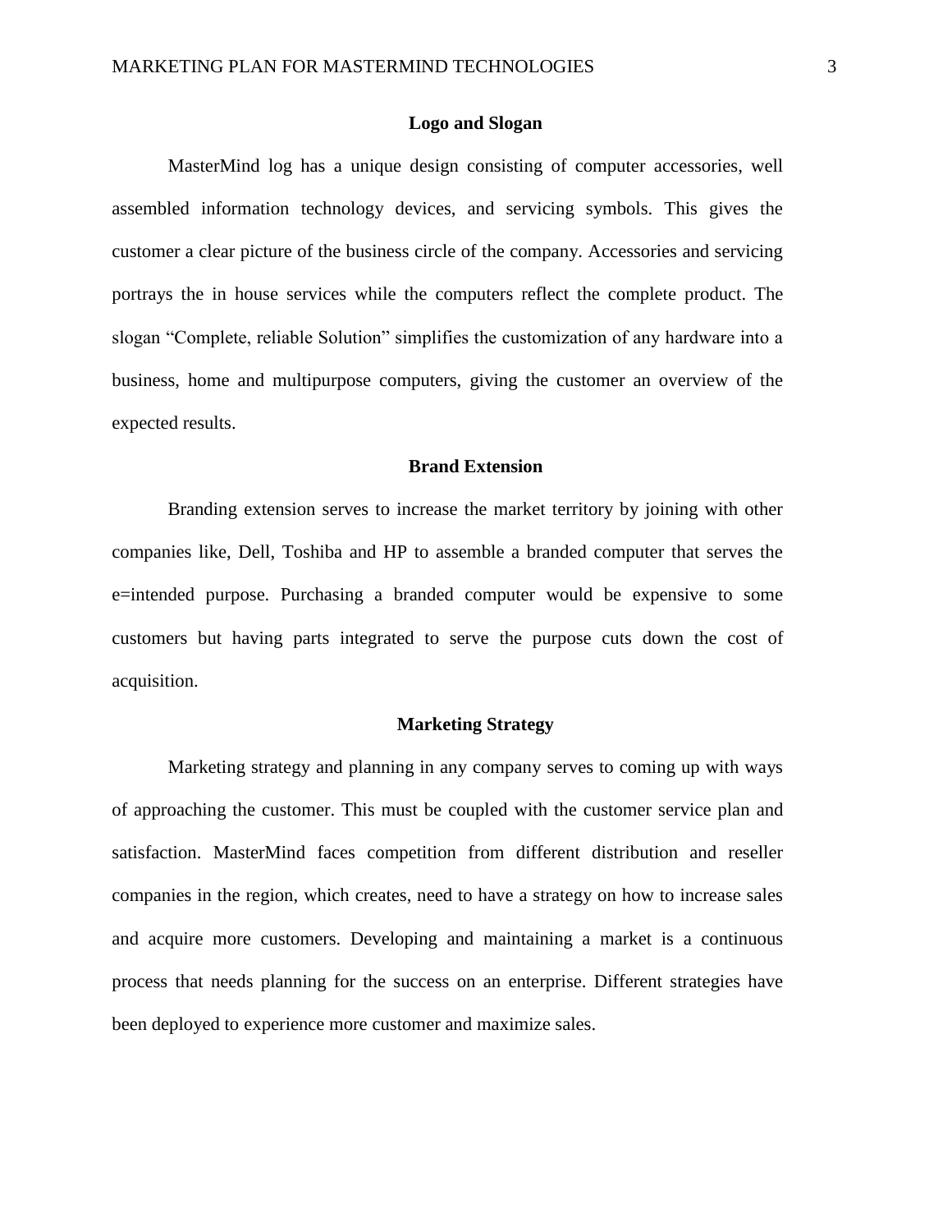## Logo and Slogan

MasterMind log has a unique design consisting of computer accessories, well assembled information technology devices, and servicing symbols. This gives the customer a clear picture of the business circle of the company. Accessories and servicing portrays the in house services while the computers reflect the complete product. The slogan “Complete, reliable Solution” simplifies the customization of any hardware into a business, home and multipurpose computers, giving the customer an overview of the expected results.

## Brand Extension

Branding extension serves to increase the market territory by joining with other companies like, Dell, Toshiba and HP to assemble a branded computer that serves the e=intended purpose. Purchasing a branded computer would be expensive to some customers but having parts integrated to serve the purpose cuts down the cost of acquisition.

## Marketing Strategy

Marketing strategy and planning in any company serves to coming up with ways of approaching the customer. This must be coupled with the customer service plan and satisfaction. MasterMind faces competition from different distribution and reseller companies in the region, which creates, need to have a strategy on how to increase sales and acquire more customers. Developing and maintaining a market is a continuous process that needs planning for the success on an enterprise. Different strategies have been deployed to experience more customer and maximize sales.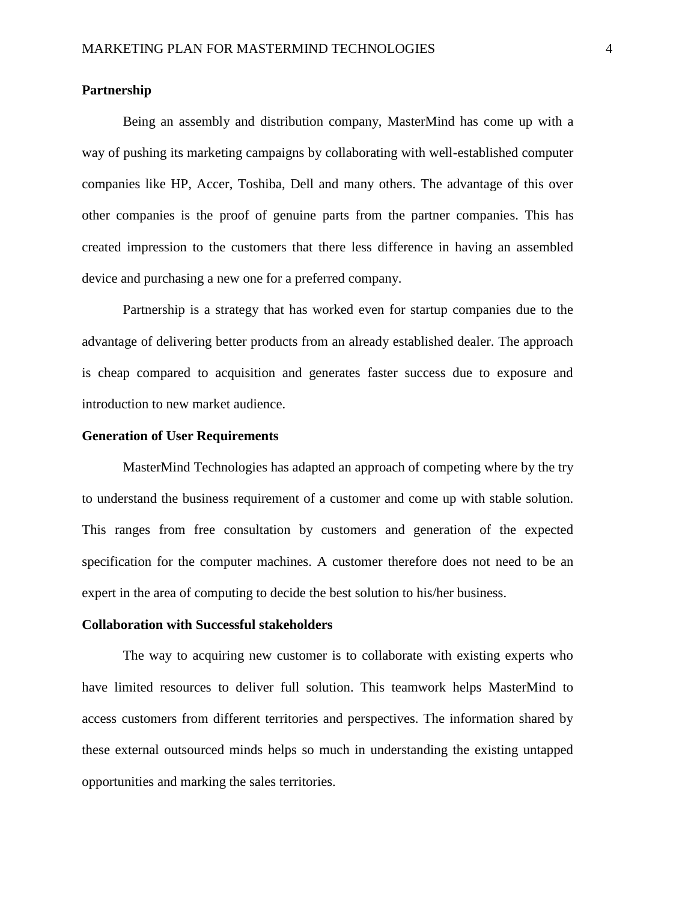**Partnership**

Being an assembly and distribution company, MasterMind has come up with a way of pushing its marketing campaigns by collaborating with well-established computer companies like HP, Accer, Toshiba, Dell and many others. The advantage of this over other companies is the proof of genuine parts from the partner companies. This has created impression to the customers that there less difference in having an assembled device and purchasing a new one for a preferred company.

Partnership is a strategy that has worked even for startup companies due to the advantage of delivering better products from an already established dealer. The approach is cheap compared to acquisition and generates faster success due to exposure and introduction to new market audience.

**Generation of User Requirements**

MasterMind Technologies has adapted an approach of competing where by the try to understand the business requirement of a customer and come up with stable solution. This ranges from free consultation by customers and generation of the expected specification for the computer machines. A customer therefore does not need to be an expert in the area of computing to decide the best solution to his/her business.

**Collaboration with Successful stakeholders**

The way to acquiring new customer is to collaborate with existing experts who have limited resources to deliver full solution. This teamwork helps MasterMind to access customers from different territories and perspectives. The information shared by these external outsourced minds helps so much in understanding the existing untapped opportunities and marking the sales territories.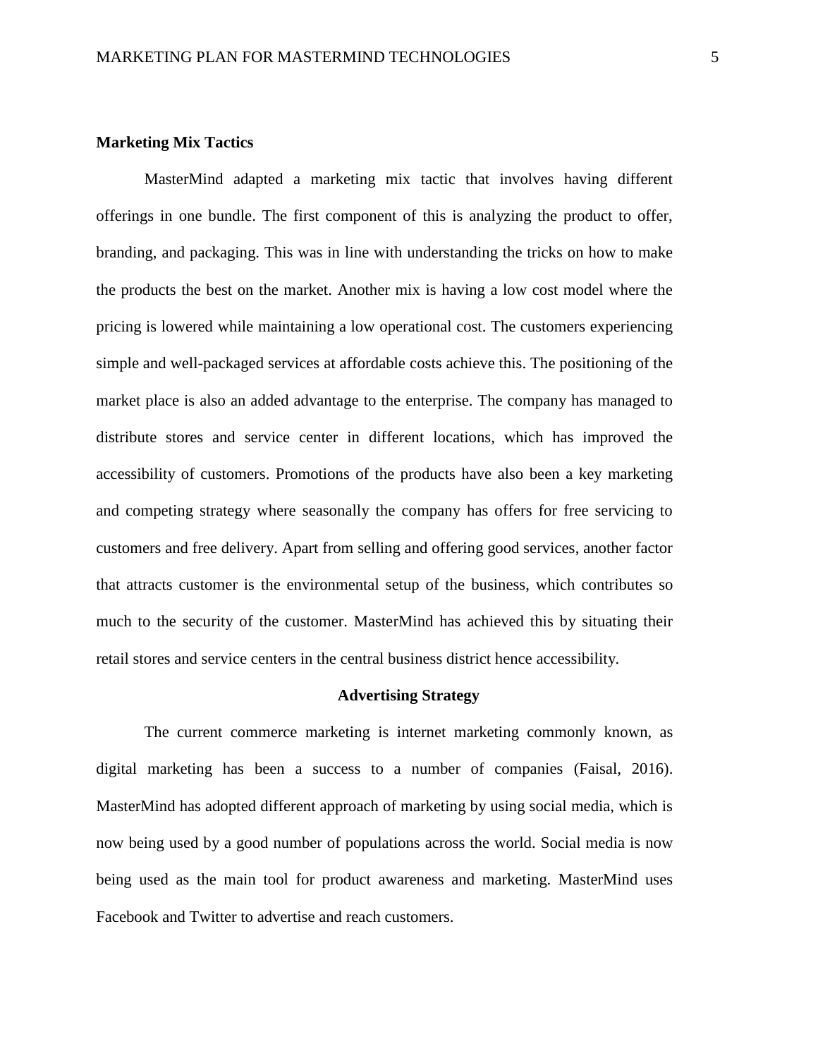**Marketing Mix Tactics**

MasterMind adapted a marketing mix tactic that involves having different offerings in one bundle. The first component of this is analyzing the product to offer, branding, and packaging. This was in line with understanding the tricks on how to make the products the best on the market. Another mix is having a low cost model where the pricing is lowered while maintaining a low operational cost. The customers experiencing simple and well-packaged services at affordable costs achieve this. The positioning of the market place is also an added advantage to the enterprise. The company has managed to distribute stores and service center in different locations, which has improved the accessibility of customers. Promotions of the products have also been a key marketing and competing strategy where seasonally the company has offers for free servicing to customers and free delivery. Apart from selling and offering good services, another factor that attracts customer is the environmental setup of the business, which contributes so much to the security of the customer. MasterMind has achieved this by situating their retail stores and service centers in the central business district hence accessibility.

**Advertising Strategy**

The current commerce marketing is internet marketing commonly known, as digital marketing has been a success to a number of companies (Faisal, 2016). MasterMind has adopted different approach of marketing by using social media, which is now being used by a good number of populations across the world. Social media is now being used as the main tool for product awareness and marketing. MasterMind uses Facebook and Twitter to advertise and reach customers.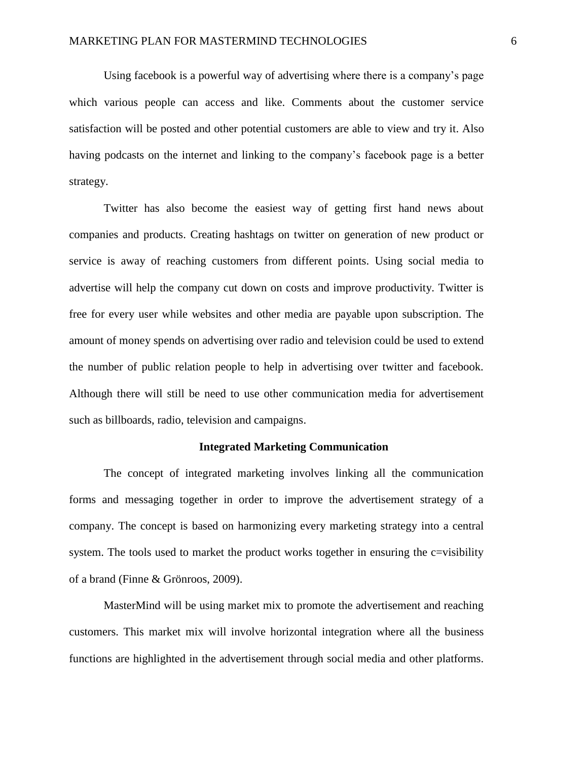Using facebook is a powerful way of advertising where there is a company's page which various people can access and like. Comments about the customer service satisfaction will be posted and other potential customers are able to view and try it. Also having podcasts on the internet and linking to the company's facebook page is a better strategy.

Twitter has also become the easiest way of getting first hand news about companies and products. Creating hashtags on twitter on generation of new product or service is away of reaching customers from different points. Using social media to advertise will help the company cut down on costs and improve productivity. Twitter is free for every user while websites and other media are payable upon subscription. The amount of money spends on advertising over radio and television could be used to extend the number of public relation people to help in advertising over twitter and facebook. Although there will still be need to use other communication media for advertisement such as billboards, radio, television and campaigns.

## Integrated Marketing Communication

The concept of integrated marketing involves linking all the communication forms and messaging together in order to improve the advertisement strategy of a company. The concept is based on harmonizing every marketing strategy into a central system. The tools used to market the product works together in ensuring the c=visibility of a brand (Finne & Grönroos, 2009).

MasterMind will be using market mix to promote the advertisement and reaching customers. This market mix will involve horizontal integration where all the business functions are highlighted in the advertisement through social media and other platforms.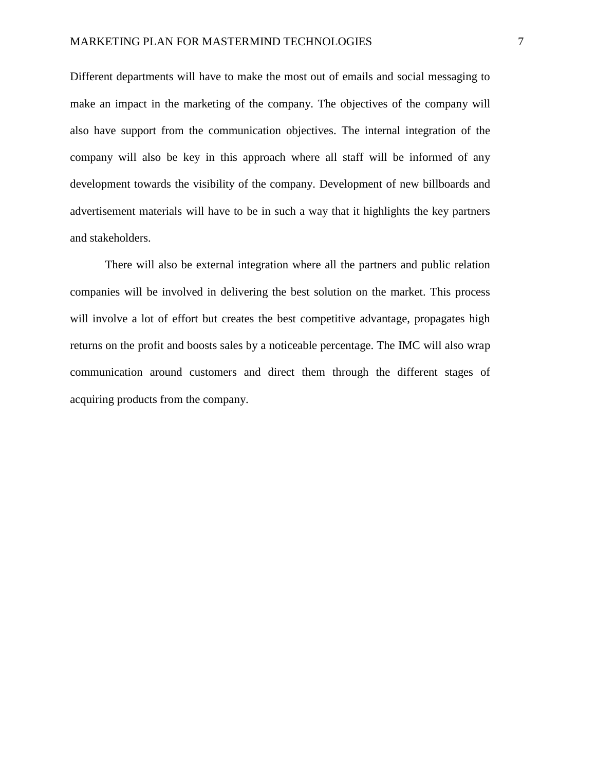Different departments will have to make the most out of emails and social messaging to make an impact in the marketing of the company. The objectives of the company will also have support from the communication objectives. The internal integration of the company will also be key in this approach where all staff will be informed of any development towards the visibility of the company. Development of new billboards and advertisement materials will have to be in such a way that it highlights the key partners and stakeholders.

There will also be external integration where all the partners and public relation companies will be involved in delivering the best solution on the market. This process will involve a lot of effort but creates the best competitive advantage, propagates high returns on the profit and boosts sales by a noticeable percentage. The IMC will also wrap communication around customers and direct them through the different stages of acquiring products from the company.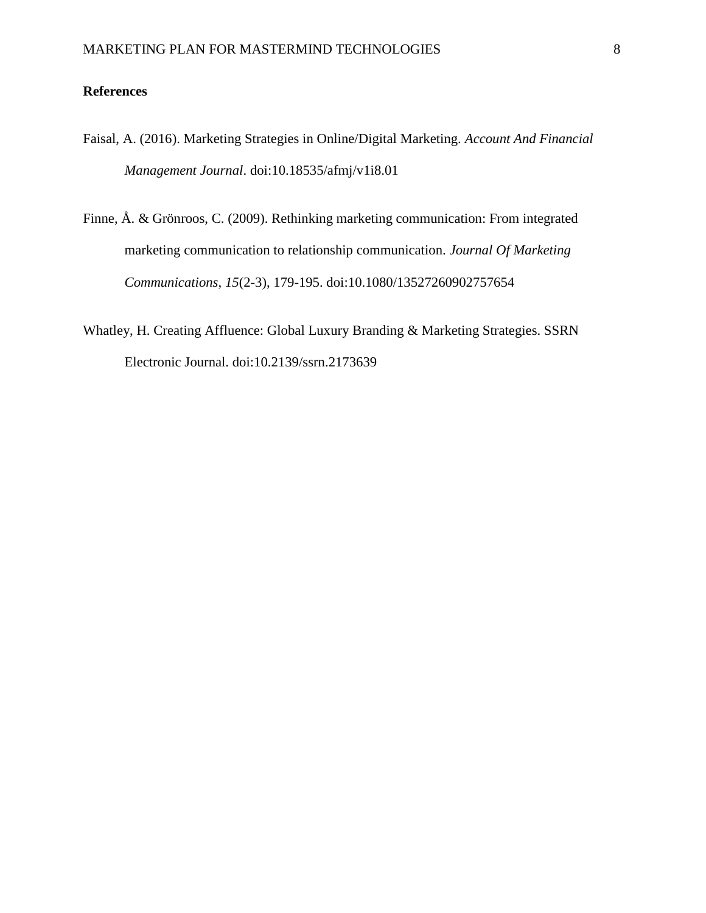**References**

Faisal, A. (2016). Marketing Strategies in Online/Digital Marketing. *Account And Financial Management Journal*. doi:10.18535/afmj/v1i8.01

Finne, Å. & Grönroos, C. (2009). Rethinking marketing communication: From integrated marketing communication to relationship communication. *Journal Of Marketing Communications*, *15*(2-3), 179-195. doi:10.1080/13527260902757654

Whatley, H. Creating Affluence: Global Luxury Branding & Marketing Strategies. SSRN Electronic Journal. doi:10.2139/ssrn.2173639